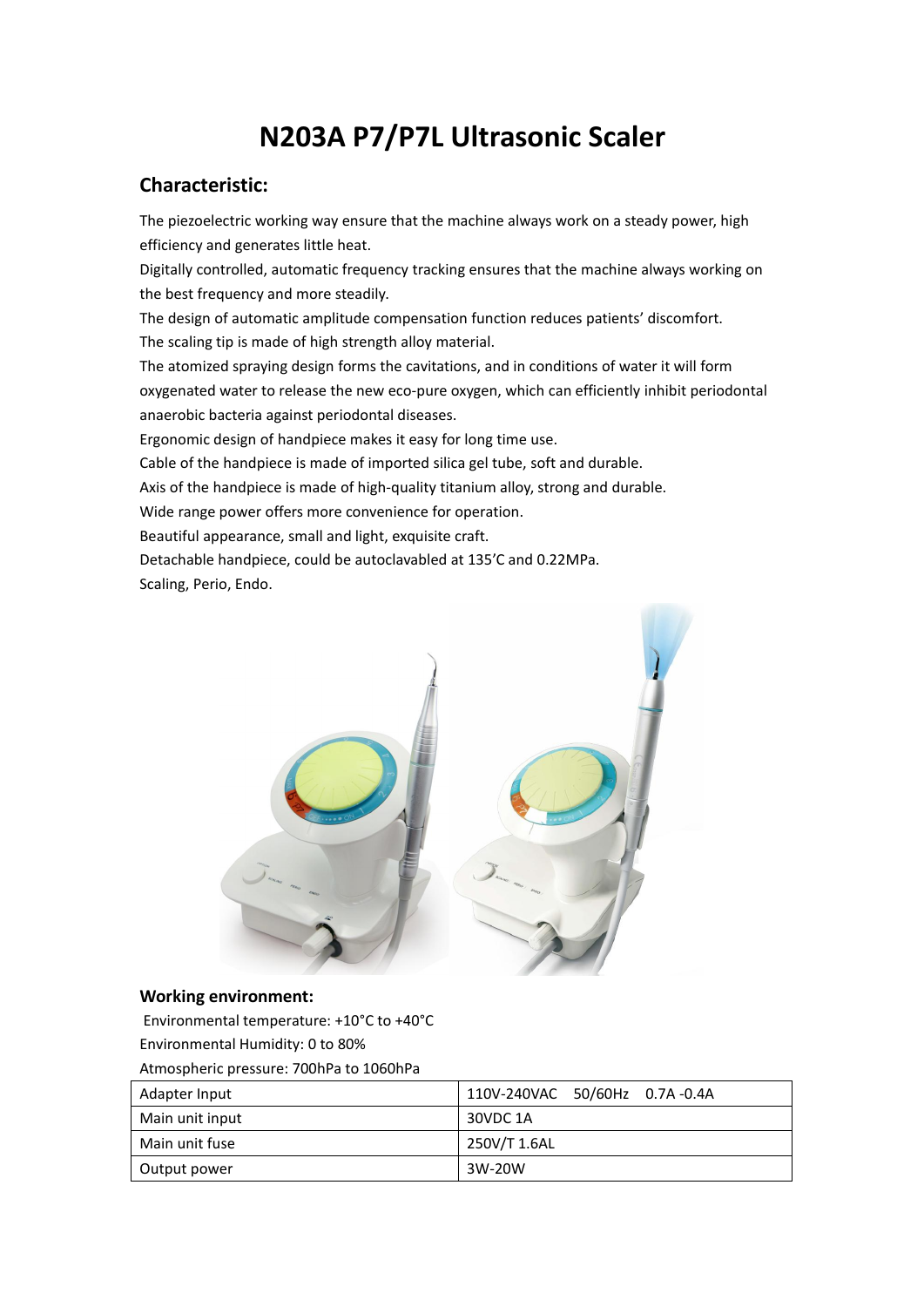# N203A P7/P7L Ultrasonic Scaler

## Characteristic:

The piezoelectric working way ensure that the machine always work on a steady power, high efficiency and generates little heat.

Digitally controlled, automatic frequency tracking ensures that the machine always working on the best frequency and more steadily.

The design of automatic amplitude compensation function reduces patients' discomfort.

The scaling tip is made of high strength alloy material.

The atomized spraying design forms the cavitations, and in conditions of water it will form oxygenated water to release the new eco-pure oxygen, which can efficiently inhibit periodontal anaerobic bacteria against periodontal diseases.

Ergonomic design of handpiece makes it easy for long time use.

Cable of the handpiece is made of imported silica gel tube, soft and durable.

Axis of the handpiece is made of high-quality titanium alloy, strong and durable.

Wide range power offers more convenience for operation.

Beautiful appearance, small and light, exquisite craft.

Detachable handpiece, could be autoclavabled at 135'C and 0.22MPa.

Scaling, Perio, Endo.

### Working environment:

Environmental temperature: +10°C to +40°C

Environmental Humidity: 0 to 80%

Atmospheric pressure: 700hPa to 1060hPa

| Adapter Input | 110V-240VAC 50/60Hz 0.7A -0.4A |
|---|---|
| Main unit input | 30VDC 1A |
| Main unit fuse | 250V/T 1.6AL |
| Output power | 3W-20W |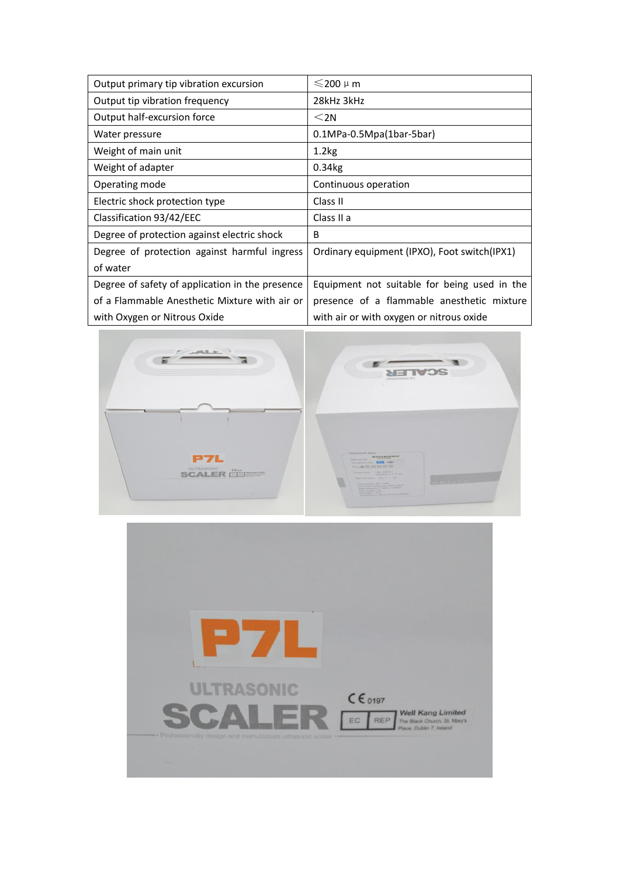| | |
|---|---|
| Output primary tip vibration excursion | ≤200 μ m |
| Output tip vibration frequency | 28kHz 3kHz |
| Output half-excursion force | <2N |
| Water pressure | 0.1MPa-0.5Mpa(1bar-5bar) |
| Weight of main unit | 1.2kg |
| Weight of adapter | 0.34kg |
| Operating mode | Continuous operation |
| Electric shock protection type | Class II |
| Classification 93/42/EEC | Class II a |
| Degree of protection against electric shock | B |
| Degree of protection against harmful ingress of water | Ordinary equipment (IPXO), Foot switch(IPX1) |
| Degree of safety of application in the presence of a Flammable Anesthetic Mixture with air or with Oxygen or Nitrous Oxide | Equipment not suitable for being used in the presence of a flammable anesthetic mixture with air or with oxygen or nitrous oxide |